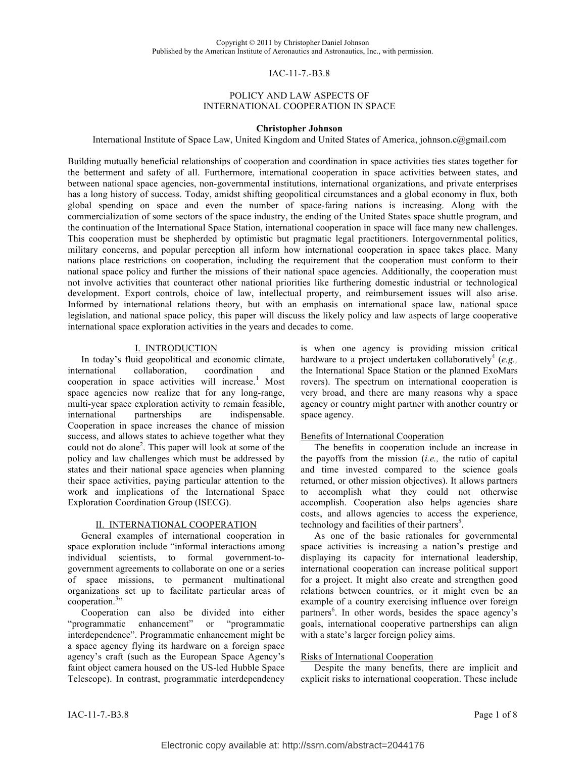Copyright © 2011 by Christopher Daniel Johnson
Published by the American Institute of Aeronautics and Astronautics, Inc., with permission.

IAC-11-7.-B3.8

# POLICY AND LAW ASPECTS OF INTERNATIONAL COOPERATION IN SPACE

**Christopher Johnson**

International Institute of Space Law, United Kingdom and United States of America, johnson.c@gmail.com

Building mutually beneficial relationships of cooperation and coordination in space activities ties states together for the betterment and safety of all. Furthermore, international cooperation in space activities between states, and between national space agencies, non-governmental institutions, international organizations, and private enterprises has a long history of success. Today, amidst shifting geopolitical circumstances and a global economy in flux, both global spending on space and even the number of space-faring nations is increasing. Along with the commercialization of some sectors of the space industry, the ending of the United States space shuttle program, and the continuation of the International Space Station, international cooperation in space will face many new challenges. This cooperation must be shepherded by optimistic but pragmatic legal practitioners. Intergovernmental politics, military concerns, and popular perception all inform how international cooperation in space takes place. Many nations place restrictions on cooperation, including the requirement that the cooperation must conform to their national space policy and further the missions of their national space agencies. Additionally, the cooperation must not involve activities that counteract other national priorities like furthering domestic industrial or technological development. Export controls, choice of law, intellectual property, and reimbursement issues will also arise. Informed by international relations theory, but with an emphasis on international space law, national space legislation, and national space policy, this paper will discuss the likely policy and law aspects of large cooperative international space exploration activities in the years and decades to come.

## I. INTRODUCTION

In today's fluid geopolitical and economic climate, international collaboration, coordination and cooperation in space activities will increase.[1] Most space agencies now realize that for any long-range, multi-year space exploration activity to remain feasible, international partnerships are indispensable. Cooperation in space increases the chance of mission success, and allows states to achieve together what they could not do alone[2]. This paper will look at some of the policy and law challenges which must be addressed by states and their national space agencies when planning their space activities, paying particular attention to the work and implications of the International Space Exploration Coordination Group (ISECG).

## II. INTERNATIONAL COOPERATION

General examples of international cooperation in space exploration include "informal interactions among individual scientists, to formal government-to-government agreements to collaborate on one or a series of space missions, to permanent multinational organizations set up to facilitate particular areas of cooperation.[3]"

Cooperation can also be divided into either "programmatic enhancement" or "programmatic interdependence". Programmatic enhancement might be a space agency flying its hardware on a foreign space agency's craft (such as the European Space Agency's faint object camera housed on the US-led Hubble Space Telescope). In contrast, programmatic interdependency is when one agency is providing mission critical hardware to a project undertaken collaboratively[4] (*e.g.,* the International Space Station or the planned ExoMars rovers). The spectrum on international cooperation is very broad, and there are many reasons why a space agency or country might partner with another country or space agency.

### Benefits of International Cooperation

The benefits in cooperation include an increase in the payoffs from the mission (*i.e.,* the ratio of capital and time invested compared to the science goals returned, or other mission objectives). It allows partners to accomplish what they could not otherwise accomplish. Cooperation also helps agencies share costs, and allows agencies to access the experience, technology and facilities of their partners[5].

As one of the basic rationales for governmental space activities is increasing a nation's prestige and displaying its capacity for international leadership, international cooperation can increase political support for a project. It might also create and strengthen good relations between countries, or it might even be an example of a country exercising influence over foreign partners[6]. In other words, besides the space agency's goals, international cooperative partnerships can align with a state's larger foreign policy aims.

### Risks of International Cooperation

Despite the many benefits, there are implicit and explicit risks to international cooperation. These include

Electronic copy available at: http://ssrn.com/abstract=2044176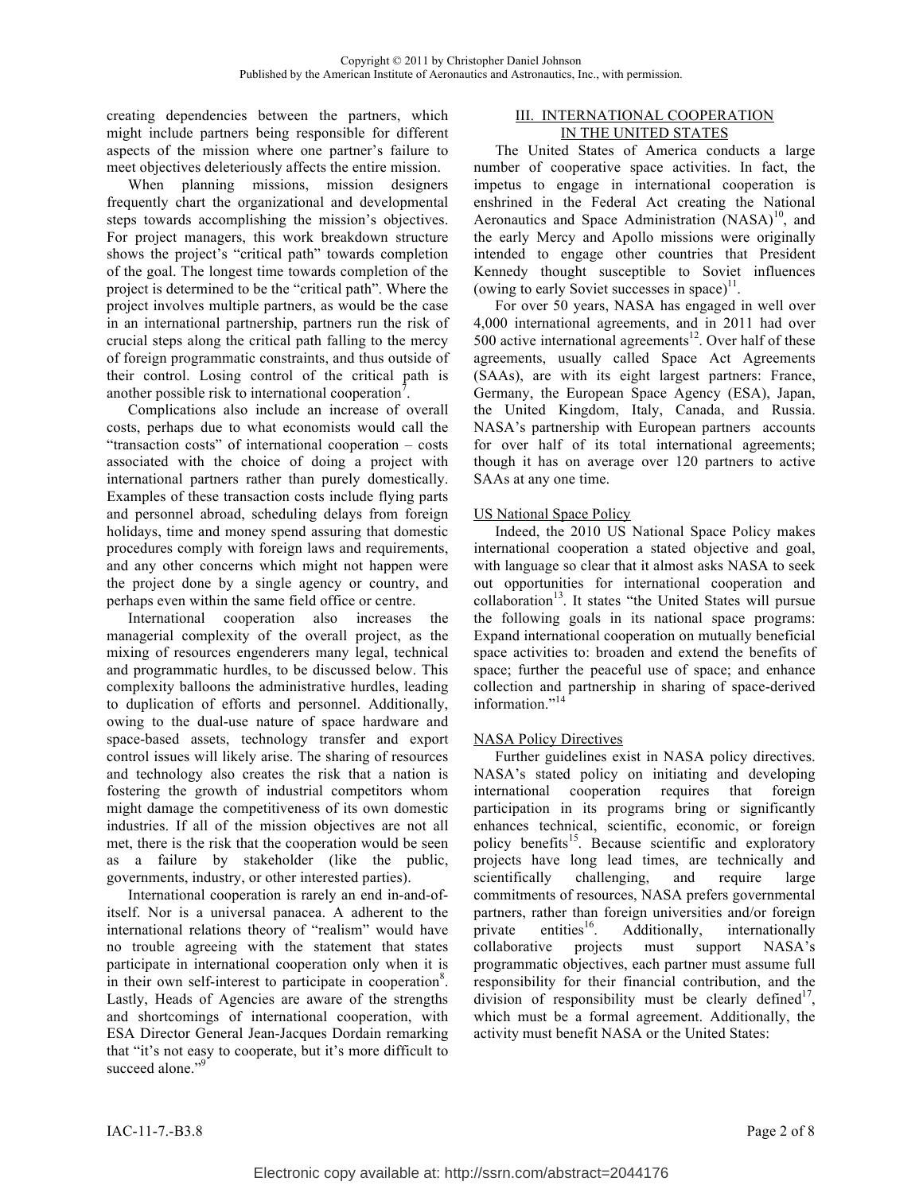creating dependencies between the partners, which might include partners being responsible for different aspects of the mission where one partner's failure to meet objectives deleteriously affects the entire mission.

When planning missions, mission designers frequently chart the organizational and developmental steps towards accomplishing the mission's objectives. For project managers, this work breakdown structure shows the project's "critical path" towards completion of the goal. The longest time towards completion of the project is determined to be the "critical path". Where the project involves multiple partners, as would be the case in an international partnership, partners run the risk of crucial steps along the critical path falling to the mercy of foreign programmatic constraints, and thus outside of their control. Losing control of the critical path is another possible risk to international cooperation[7].

Complications also include an increase of overall costs, perhaps due to what economists would call the "transaction costs" of international cooperation – costs associated with the choice of doing a project with international partners rather than purely domestically. Examples of these transaction costs include flying parts and personnel abroad, scheduling delays from foreign holidays, time and money spend assuring that domestic procedures comply with foreign laws and requirements, and any other concerns which might not happen were the project done by a single agency or country, and perhaps even within the same field office or centre.

International cooperation also increases the managerial complexity of the overall project, as the mixing of resources engenderers many legal, technical and programmatic hurdles, to be discussed below. This complexity balloons the administrative hurdles, leading to duplication of efforts and personnel. Additionally, owing to the dual-use nature of space hardware and space-based assets, technology transfer and export control issues will likely arise. The sharing of resources and technology also creates the risk that a nation is fostering the growth of industrial competitors whom might damage the competitiveness of its own domestic industries. If all of the mission objectives are not all met, there is the risk that the cooperation would be seen as a failure by stakeholder (like the public, governments, industry, or other interested parties).

International cooperation is rarely an end in-and-of-itself. Nor is a universal panacea. A adherent to the international relations theory of "realism" would have no trouble agreeing with the statement that states participate in international cooperation only when it is in their own self-interest to participate in cooperation[8]. Lastly, Heads of Agencies are aware of the strengths and shortcomings of international cooperation, with ESA Director General Jean-Jacques Dordain remarking that "it's not easy to cooperate, but it's more difficult to succeed alone."[9]

## III. INTERNATIONAL COOPERATION IN THE UNITED STATES

The United States of America conducts a large number of cooperative space activities. In fact, the impetus to engage in international cooperation is enshrined in the Federal Act creating the National Aeronautics and Space Administration (NASA)[10], and the early Mercy and Apollo missions were originally intended to engage other countries that President Kennedy thought susceptible to Soviet influences (owing to early Soviet successes in space)[11].

For over 50 years, NASA has engaged in well over 4,000 international agreements, and in 2011 had over 500 active international agreements[12]. Over half of these agreements, usually called Space Act Agreements (SAAs), are with its eight largest partners: France, Germany, the European Space Agency (ESA), Japan, the United Kingdom, Italy, Canada, and Russia. NASA's partnership with European partners accounts for over half of its total international agreements; though it has on average over 120 partners to active SAAs at any one time.

### US National Space Policy

Indeed, the 2010 US National Space Policy makes international cooperation a stated objective and goal, with language so clear that it almost asks NASA to seek out opportunities for international cooperation and collaboration[13]. It states "the United States will pursue the following goals in its national space programs: Expand international cooperation on mutually beneficial space activities to: broaden and extend the benefits of space; further the peaceful use of space; and enhance collection and partnership in sharing of space-derived information."[14]

### NASA Policy Directives

Further guidelines exist in NASA policy directives. NASA's stated policy on initiating and developing international cooperation requires that foreign participation in its programs bring or significantly enhances technical, scientific, economic, or foreign policy benefits[15]. Because scientific and exploratory projects have long lead times, are technically and scientifically challenging, and require large commitments of resources, NASA prefers governmental partners, rather than foreign universities and/or foreign private entities[16]. Additionally, internationally collaborative projects must support NASA's programmatic objectives, each partner must assume full responsibility for their financial contribution, and the division of responsibility must be clearly defined[17], which must be a formal agreement. Additionally, the activity must benefit NASA or the United States: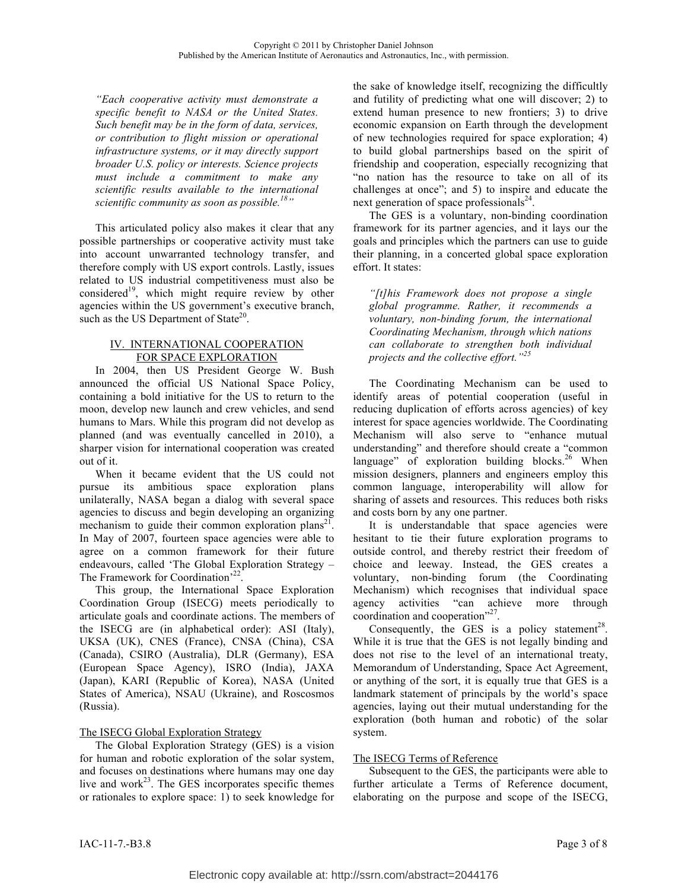*"Each cooperative activity must demonstrate a specific benefit to NASA or the United States. Such benefit may be in the form of data, services, or contribution to flight mission or operational infrastructure systems, or it may directly support broader U.S. policy or interests. Science projects must include a commitment to make any scientific results available to the international scientific community as soon as possible.[18]"*

This articulated policy also makes it clear that any possible partnerships or cooperative activity must take into account unwarranted technology transfer, and therefore comply with US export controls. Lastly, issues related to US industrial competitiveness must also be considered[19], which might require review by other agencies within the US government's executive branch, such as the US Department of State[20].

## IV. INTERNATIONAL COOPERATION FOR SPACE EXPLORATION

In 2004, then US President George W. Bush announced the official US National Space Policy, containing a bold initiative for the US to return to the moon, develop new launch and crew vehicles, and send humans to Mars. While this program did not develop as planned (and was eventually cancelled in 2010), a sharper vision for international cooperation was created out of it.

When it became evident that the US could not pursue its ambitious space exploration plans unilaterally, NASA began a dialog with several space agencies to discuss and begin developing an organizing mechanism to guide their common exploration plans[21]. In May of 2007, fourteen space agencies were able to agree on a common framework for their future endeavours, called 'The Global Exploration Strategy – The Framework for Coordination'[22].

This group, the International Space Exploration Coordination Group (ISECG) meets periodically to articulate goals and coordinate actions. The members of the ISECG are (in alphabetical order): ASI (Italy), UKSA (UK), CNES (France), CNSA (China), CSA (Canada), CSIRO (Australia), DLR (Germany), ESA (European Space Agency), ISRO (India), JAXA (Japan), KARI (Republic of Korea), NASA (United States of America), NSAU (Ukraine), and Roscosmos (Russia).

### The ISECG Global Exploration Strategy

The Global Exploration Strategy (GES) is a vision for human and robotic exploration of the solar system, and focuses on destinations where humans may one day live and work[23]. The GES incorporates specific themes or rationales to explore space: 1) to seek knowledge for the sake of knowledge itself, recognizing the difficultly and futility of predicting what one will discover; 2) to extend human presence to new frontiers; 3) to drive economic expansion on Earth through the development of new technologies required for space exploration; 4) to build global partnerships based on the spirit of friendship and cooperation, especially recognizing that "no nation has the resource to take on all of its challenges at once"; and 5) to inspire and educate the next generation of space professionals[24].

The GES is a voluntary, non-binding coordination framework for its partner agencies, and it lays our the goals and principles which the partners can use to guide their planning, in a concerted global space exploration effort. It states:

*"[t]his Framework does not propose a single global programme. Rather, it recommends a voluntary, non-binding forum, the international Coordinating Mechanism, through which nations can collaborate to strengthen both individual projects and the collective effort."[25]*

The Coordinating Mechanism can be used to identify areas of potential cooperation (useful in reducing duplication of efforts across agencies) of key interest for space agencies worldwide. The Coordinating Mechanism will also serve to "enhance mutual understanding" and therefore should create a "common language" of exploration building blocks.[26] When mission designers, planners and engineers employ this common language, interoperability will allow for sharing of assets and resources. This reduces both risks and costs born by any one partner.

It is understandable that space agencies were hesitant to tie their future exploration programs to outside control, and thereby restrict their freedom of choice and leeway. Instead, the GES creates a voluntary, non-binding forum (the Coordinating Mechanism) which recognises that individual space agency activities "can achieve more through coordination and cooperation"[27].

Consequently, the GES is a policy statement[28]. While it is true that the GES is not legally binding and does not rise to the level of an international treaty, Memorandum of Understanding, Space Act Agreement, or anything of the sort, it is equally true that GES is a landmark statement of principals by the world's space agencies, laying out their mutual understanding for the exploration (both human and robotic) of the solar system.

### The ISECG Terms of Reference

Subsequent to the GES, the participants were able to further articulate a Terms of Reference document, elaborating on the purpose and scope of the ISECG,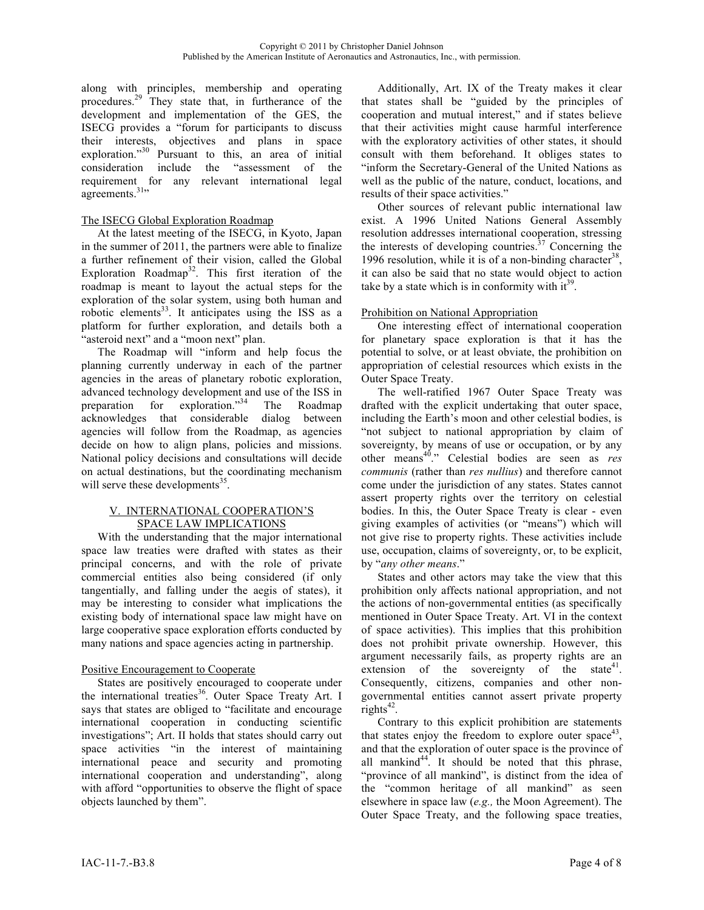along with principles, membership and operating procedures.[29] They state that, in furtherance of the development and implementation of the GES, the ISECG provides a "forum for participants to discuss their interests, objectives and plans in space exploration."[30] Pursuant to this, an area of initial consideration include the "assessment of the requirement for any relevant international legal agreements.[31]"

### The ISECG Global Exploration Roadmap

At the latest meeting of the ISECG, in Kyoto, Japan in the summer of 2011, the partners were able to finalize a further refinement of their vision, called the Global Exploration Roadmap[32]. This first iteration of the roadmap is meant to layout the actual steps for the exploration of the solar system, using both human and robotic elements[33]. It anticipates using the ISS as a platform for further exploration, and details both a "asteroid next" and a "moon next" plan.

The Roadmap will "inform and help focus the planning currently underway in each of the partner agencies in the areas of planetary robotic exploration, advanced technology development and use of the ISS in preparation for exploration."[34] The Roadmap acknowledges that considerable dialog between agencies will follow from the Roadmap, as agencies decide on how to align plans, policies and missions. National policy decisions and consultations will decide on actual destinations, but the coordinating mechanism will serve these developments[35].

## V. INTERNATIONAL COOPERATION'S SPACE LAW IMPLICATIONS

With the understanding that the major international space law treaties were drafted with states as their principal concerns, and with the role of private commercial entities also being considered (if only tangentially, and falling under the aegis of states), it may be interesting to consider what implications the existing body of international space law might have on large cooperative space exploration efforts conducted by many nations and space agencies acting in partnership.

### Positive Encouragement to Cooperate

States are positively encouraged to cooperate under the international treaties[36]. Outer Space Treaty Art. I says that states are obliged to "facilitate and encourage international cooperation in conducting scientific investigations"; Art. II holds that states should carry out space activities "in the interest of maintaining international peace and security and promoting international cooperation and understanding", along with afford "opportunities to observe the flight of space objects launched by them".

Additionally, Art. IX of the Treaty makes it clear that states shall be "guided by the principles of cooperation and mutual interest," and if states believe that their activities might cause harmful interference with the exploratory activities of other states, it should consult with them beforehand. It obliges states to "inform the Secretary-General of the United Nations as well as the public of the nature, conduct, locations, and results of their space activities."

Other sources of relevant public international law exist. A 1996 United Nations General Assembly resolution addresses international cooperation, stressing the interests of developing countries.[37] Concerning the 1996 resolution, while it is of a non-binding character[38], it can also be said that no state would object to action take by a state which is in conformity with it[39].

### Prohibition on National Appropriation

One interesting effect of international cooperation for planetary space exploration is that it has the potential to solve, or at least obviate, the prohibition on appropriation of celestial resources which exists in the Outer Space Treaty.

The well-ratified 1967 Outer Space Treaty was drafted with the explicit undertaking that outer space, including the Earth's moon and other celestial bodies, is "not subject to national appropriation by claim of sovereignty, by means of use or occupation, or by any other means[40]." Celestial bodies are seen as *res communis* (rather than *res nullius*) and therefore cannot come under the jurisdiction of any states. States cannot assert property rights over the territory on celestial bodies. In this, the Outer Space Treaty is clear - even giving examples of activities (or "means") which will not give rise to property rights. These activities include use, occupation, claims of sovereignty, or, to be explicit, by "*any other means*."

States and other actors may take the view that this prohibition only affects national appropriation, and not the actions of non-governmental entities (as specifically mentioned in Outer Space Treaty. Art. VI in the context of space activities). This implies that this prohibition does not prohibit private ownership. However, this argument necessarily fails, as property rights are an extension of the sovereignty of the state[41]. Consequently, citizens, companies and other non-governmental entities cannot assert private property rights[42].

Contrary to this explicit prohibition are statements that states enjoy the freedom to explore outer space[43], and that the exploration of outer space is the province of all mankind[44]. It should be noted that this phrase, "province of all mankind", is distinct from the idea of the "common heritage of all mankind" as seen elsewhere in space law (*e.g.,* the Moon Agreement). The Outer Space Treaty, and the following space treaties,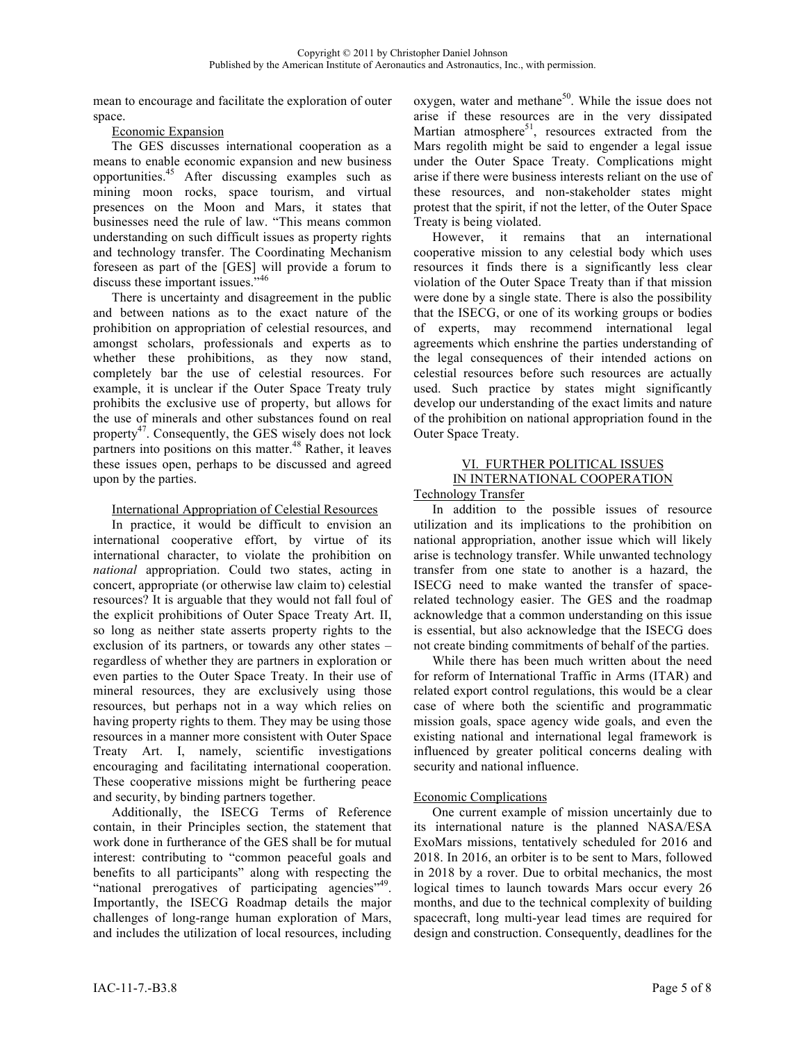mean to encourage and facilitate the exploration of outer space.

Economic Expansion

The GES discusses international cooperation as a means to enable economic expansion and new business opportunities.[45] After discussing examples such as mining moon rocks, space tourism, and virtual presences on the Moon and Mars, it states that businesses need the rule of law. "This means common understanding on such difficult issues as property rights and technology transfer. The Coordinating Mechanism foreseen as part of the [GES] will provide a forum to discuss these important issues."[46]

There is uncertainty and disagreement in the public and between nations as to the exact nature of the prohibition on appropriation of celestial resources, and amongst scholars, professionals and experts as to whether these prohibitions, as they now stand, completely bar the use of celestial resources. For example, it is unclear if the Outer Space Treaty truly prohibits the exclusive use of property, but allows for the use of minerals and other substances found on real property[47]. Consequently, the GES wisely does not lock partners into positions on this matter.[48] Rather, it leaves these issues open, perhaps to be discussed and agreed upon by the parties.

International Appropriation of Celestial Resources

In practice, it would be difficult to envision an international cooperative effort, by virtue of its international character, to violate the prohibition on *national* appropriation. Could two states, acting in concert, appropriate (or otherwise law claim to) celestial resources? It is arguable that they would not fall foul of the explicit prohibitions of Outer Space Treaty Art. II, so long as neither state asserts property rights to the exclusion of its partners, or towards any other states – regardless of whether they are partners in exploration or even parties to the Outer Space Treaty. In their use of mineral resources, they are exclusively using those resources, but perhaps not in a way which relies on having property rights to them. They may be using those resources in a manner more consistent with Outer Space Treaty Art. I, namely, scientific investigations encouraging and facilitating international cooperation. These cooperative missions might be furthering peace and security, by binding partners together.

Additionally, the ISECG Terms of Reference contain, in their Principles section, the statement that work done in furtherance of the GES shall be for mutual interest: contributing to "common peaceful goals and benefits to all participants" along with respecting the "national prerogatives of participating agencies"[49]. Importantly, the ISECG Roadmap details the major challenges of long-range human exploration of Mars, and includes the utilization of local resources, including oxygen, water and methane[50]. While the issue does not arise if these resources are in the very dissipated Martian atmosphere[51], resources extracted from the Mars regolith might be said to engender a legal issue under the Outer Space Treaty. Complications might arise if there were business interests reliant on the use of these resources, and non-stakeholder states might protest that the spirit, if not the letter, of the Outer Space Treaty is being violated.

However, it remains that an international cooperative mission to any celestial body which uses resources it finds there is a significantly less clear violation of the Outer Space Treaty than if that mission were done by a single state. There is also the possibility that the ISECG, or one of its working groups or bodies of experts, may recommend international legal agreements which enshrine the parties understanding of the legal consequences of their intended actions on celestial resources before such resources are actually used. Such practice by states might significantly develop our understanding of the exact limits and nature of the prohibition on national appropriation found in the Outer Space Treaty.

## VI. FURTHER POLITICAL ISSUES IN INTERNATIONAL COOPERATION

Technology Transfer

In addition to the possible issues of resource utilization and its implications to the prohibition on national appropriation, another issue which will likely arise is technology transfer. While unwanted technology transfer from one state to another is a hazard, the ISECG need to make wanted the transfer of space-related technology easier. The GES and the roadmap acknowledge that a common understanding on this issue is essential, but also acknowledge that the ISECG does not create binding commitments of behalf of the parties.

While there has been much written about the need for reform of International Traffic in Arms (ITAR) and related export control regulations, this would be a clear case of where both the scientific and programmatic mission goals, space agency wide goals, and even the existing national and international legal framework is influenced by greater political concerns dealing with security and national influence.

Economic Complications

One current example of mission uncertainly due to its international nature is the planned NASA/ESA ExoMars missions, tentatively scheduled for 2016 and 2018. In 2016, an orbiter is to be sent to Mars, followed in 2018 by a rover. Due to orbital mechanics, the most logical times to launch towards Mars occur every 26 months, and due to the technical complexity of building spacecraft, long multi-year lead times are required for design and construction. Consequently, deadlines for the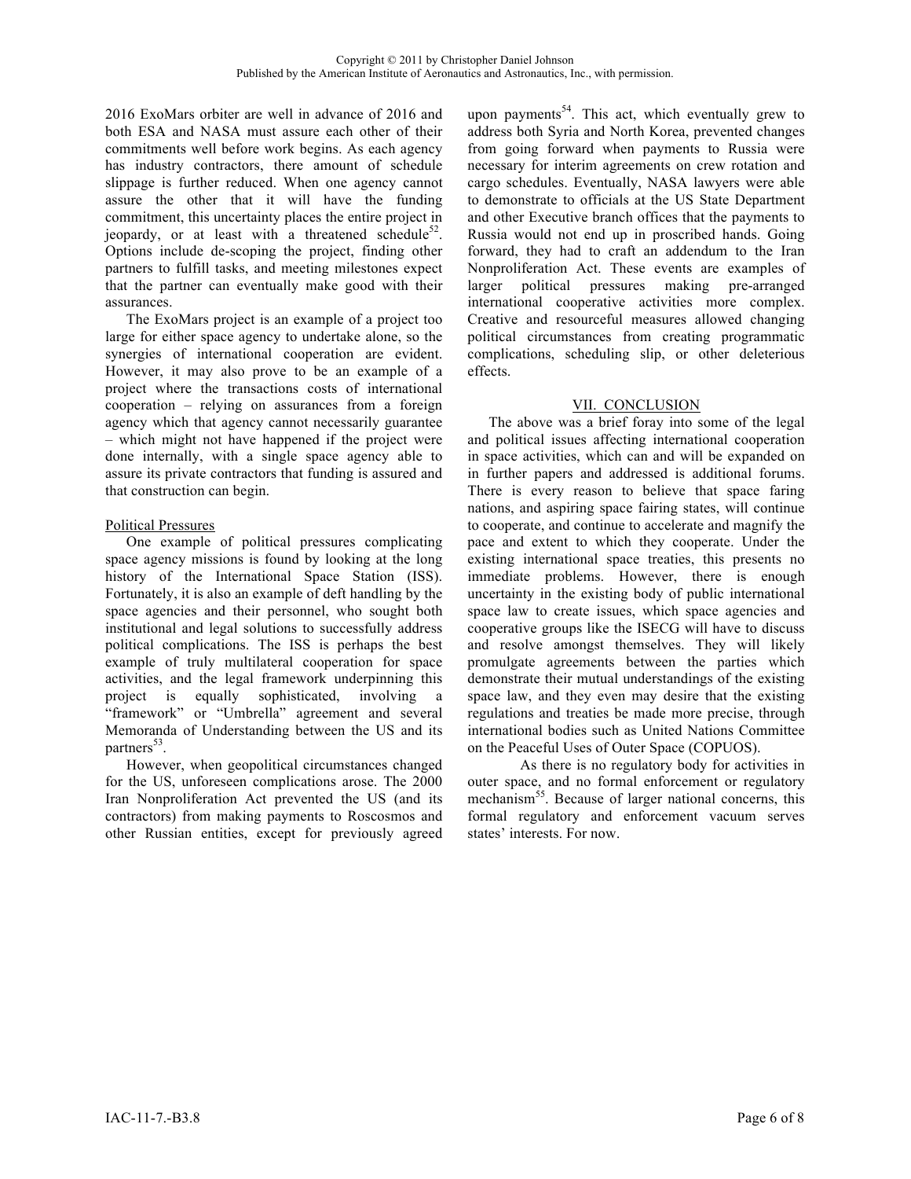2016 ExoMars orbiter are well in advance of 2016 and both ESA and NASA must assure each other of their commitments well before work begins. As each agency has industry contractors, there amount of schedule slippage is further reduced. When one agency cannot assure the other that it will have the funding commitment, this uncertainty places the entire project in jeopardy, or at least with a threatened schedule[52]. Options include de-scoping the project, finding other partners to fulfill tasks, and meeting milestones expect that the partner can eventually make good with their assurances.

The ExoMars project is an example of a project too large for either space agency to undertake alone, so the synergies of international cooperation are evident. However, it may also prove to be an example of a project where the transactions costs of international cooperation – relying on assurances from a foreign agency which that agency cannot necessarily guarantee – which might not have happened if the project were done internally, with a single space agency able to assure its private contractors that funding is assured and that construction can begin.

<u>Political Pressures</u>

One example of political pressures complicating space agency missions is found by looking at the long history of the International Space Station (ISS). Fortunately, it is also an example of deft handling by the space agencies and their personnel, who sought both institutional and legal solutions to successfully address political complications. The ISS is perhaps the best example of truly multilateral cooperation for space activities, and the legal framework underpinning this project is equally sophisticated, involving a "framework" or "Umbrella" agreement and several Memoranda of Understanding between the US and its partners[53].

However, when geopolitical circumstances changed for the US, unforeseen complications arose. The 2000 Iran Nonproliferation Act prevented the US (and its contractors) from making payments to Roscosmos and other Russian entities, except for previously agreed upon payments[54]. This act, which eventually grew to address both Syria and North Korea, prevented changes from going forward when payments to Russia were necessary for interim agreements on crew rotation and cargo schedules. Eventually, NASA lawyers were able to demonstrate to officials at the US State Department and other Executive branch offices that the payments to Russia would not end up in proscribed hands. Going forward, they had to craft an addendum to the Iran Nonproliferation Act. These events are examples of larger political pressures making pre-arranged international cooperative activities more complex. Creative and resourceful measures allowed changing political circumstances from creating programmatic complications, scheduling slip, or other deleterious effects.

## VII. CONCLUSION

The above was a brief foray into some of the legal and political issues affecting international cooperation in space activities, which can and will be expanded on in further papers and addressed is additional forums. There is every reason to believe that space faring nations, and aspiring space fairing states, will continue to cooperate, and continue to accelerate and magnify the pace and extent to which they cooperate. Under the existing international space treaties, this presents no immediate problems. However, there is enough uncertainty in the existing body of public international space law to create issues, which space agencies and cooperative groups like the ISECG will have to discuss and resolve amongst themselves. They will likely promulgate agreements between the parties which demonstrate their mutual understandings of the existing space law, and they even may desire that the existing regulations and treaties be made more precise, through international bodies such as United Nations Committee on the Peaceful Uses of Outer Space (COPUOS).

As there is no regulatory body for activities in outer space, and no formal enforcement or regulatory mechanism[55]. Because of larger national concerns, this formal regulatory and enforcement vacuum serves states' interests. For now.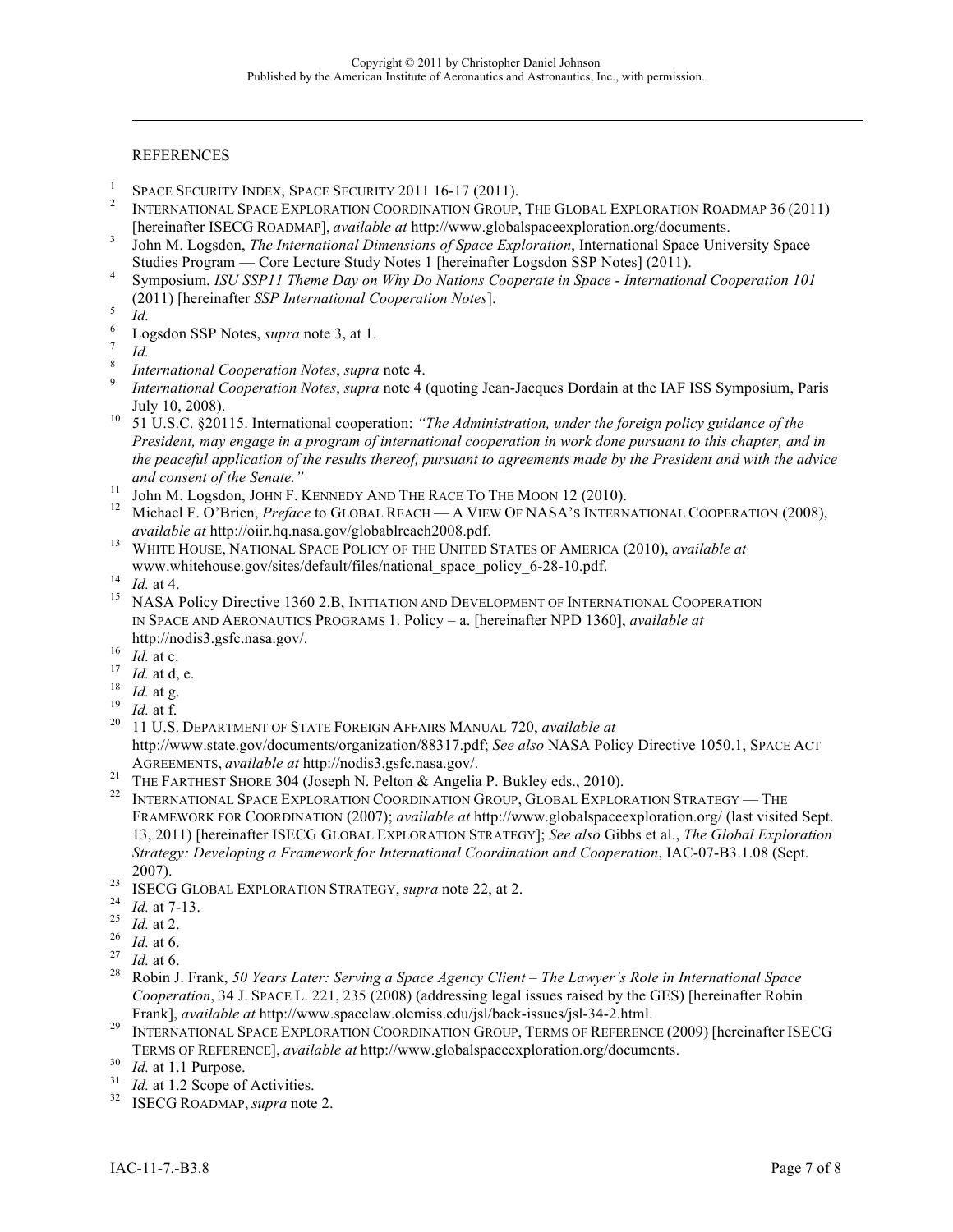REFERENCES

1. SPACE SECURITY INDEX, SPACE SECURITY 2011 16-17 (2011).
2. INTERNATIONAL SPACE EXPLORATION COORDINATION GROUP, THE GLOBAL EXPLORATION ROADMAP 36 (2011) [hereinafter ISECG ROADMAP], *available at* http://www.globalspaceexploration.org/documents.
3. John M. Logsdon, *The International Dimensions of Space Exploration*, International Space University Space Studies Program — Core Lecture Study Notes 1 [hereinafter Logsdon SSP Notes] (2011).
4. Symposium, *ISU SSP11 Theme Day on Why Do Nations Cooperate in Space - International Cooperation 101* (2011) [hereinafter *SSP International Cooperation Notes*].
5. *Id.*
6. Logsdon SSP Notes, *supra* note 3, at 1.
7. *Id.*
8. *International Cooperation Notes*, *supra* note 4.
9. *International Cooperation Notes*, *supra* note 4 (quoting Jean-Jacques Dordain at the IAF ISS Symposium, Paris July 10, 2008).
10. 51 U.S.C. §20115. International cooperation: *"The Administration, under the foreign policy guidance of the President, may engage in a program of international cooperation in work done pursuant to this chapter, and in the peaceful application of the results thereof, pursuant to agreements made by the President and with the advice and consent of the Senate."*
11. John M. Logsdon, JOHN F. KENNEDY AND THE RACE TO THE MOON 12 (2010).
12. Michael F. O'Brien, *Preface* to GLOBAL REACH — A VIEW OF NASA'S INTERNATIONAL COOPERATION (2008), *available at* http://oiir.hq.nasa.gov/globablreach2008.pdf.
13. WHITE HOUSE, NATIONAL SPACE POLICY OF THE UNITED STATES OF AMERICA (2010), *available at* www.whitehouse.gov/sites/default/files/national_space_policy_6-28-10.pdf.
14. *Id.* at 4.
15. NASA Policy Directive 1360 2.B, INITIATION AND DEVELOPMENT OF INTERNATIONAL COOPERATION IN SPACE AND AERONAUTICS PROGRAMS 1. Policy – a. [hereinafter NPD 1360], *available at* http://nodis3.gsfc.nasa.gov/.
16. *Id.* at c.
17. *Id.* at d, e.
18. *Id.* at g.
19. *Id.* at f.
20. 11 U.S. DEPARTMENT OF STATE FOREIGN AFFAIRS MANUAL 720, *available at* http://www.state.gov/documents/organization/88317.pdf; *See also* NASA Policy Directive 1050.1, SPACE ACT AGREEMENTS, *available at* http://nodis3.gsfc.nasa.gov/.
21. THE FARTHEST SHORE 304 (Joseph N. Pelton & Angelia P. Bukley eds., 2010).
22. INTERNATIONAL SPACE EXPLORATION COORDINATION GROUP, GLOBAL EXPLORATION STRATEGY — THE FRAMEWORK FOR COORDINATION (2007); *available at* http://www.globalspaceexploration.org/ (last visited Sept. 13, 2011) [hereinafter ISECG GLOBAL EXPLORATION STRATEGY]; *See also* Gibbs et al., *The Global Exploration Strategy: Developing a Framework for International Coordination and Cooperation*, IAC-07-B3.1.08 (Sept. 2007).
23. ISECG GLOBAL EXPLORATION STRATEGY, *supra* note 22, at 2.
24. *Id.* at 7-13.
25. *Id.* at 2.
26. *Id.* at 6.
27. *Id.* at 6.
28. Robin J. Frank, *50 Years Later: Serving a Space Agency Client – The Lawyer's Role in International Space Cooperation*, 34 J. SPACE L. 221, 235 (2008) (addressing legal issues raised by the GES) [hereinafter Robin Frank], *available at* http://www.spacelaw.olemiss.edu/jsl/back-issues/jsl-34-2.html.
29. INTERNATIONAL SPACE EXPLORATION COORDINATION GROUP, TERMS OF REFERENCE (2009) [hereinafter ISECG TERMS OF REFERENCE], *available at* http://www.globalspaceexploration.org/documents.
30. *Id.* at 1.1 Purpose.
31. *Id.* at 1.2 Scope of Activities.
32. ISECG ROADMAP, *supra* note 2.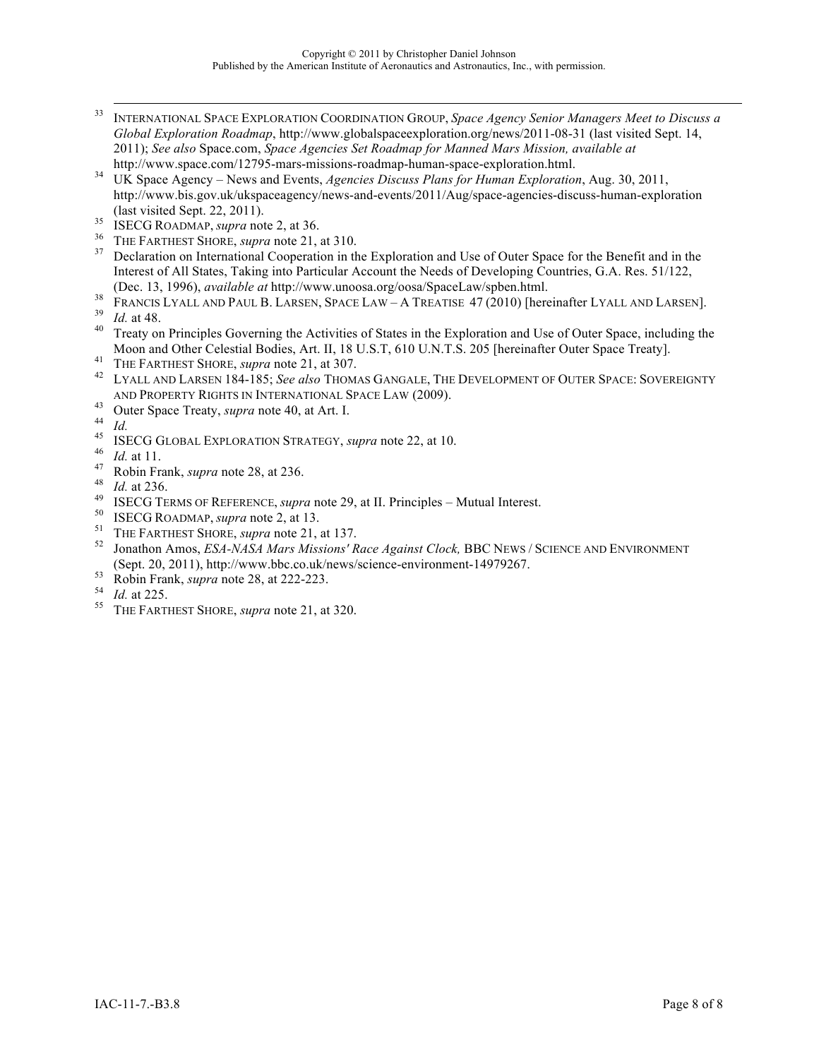[33] INTERNATIONAL SPACE EXPLORATION COORDINATION GROUP, *Space Agency Senior Managers Meet to Discuss a Global Exploration Roadmap*, http://www.globalspaceexploration.org/news/2011-08-31 (last visited Sept. 14, 2011); *See also* Space.com, *Space Agencies Set Roadmap for Manned Mars Mission, available at* http://www.space.com/12795-mars-missions-roadmap-human-space-exploration.html.

[34] UK Space Agency – News and Events, *Agencies Discuss Plans for Human Exploration*, Aug. 30, 2011, http://www.bis.gov.uk/ukspaceagency/news-and-events/2011/Aug/space-agencies-discuss-human-exploration (last visited Sept. 22, 2011).

[35] ISECG ROADMAP, *supra* note 2, at 36.

[36] THE FARTHEST SHORE, *supra* note 21, at 310.

[37] Declaration on International Cooperation in the Exploration and Use of Outer Space for the Benefit and in the Interest of All States, Taking into Particular Account the Needs of Developing Countries, G.A. Res. 51/122, (Dec. 13, 1996), *available at* http://www.unoosa.org/oosa/SpaceLaw/spben.html.

[38] FRANCIS LYALL AND PAUL B. LARSEN, SPACE LAW – A TREATISE 47 (2010) [hereinafter LYALL AND LARSEN].

[39] *Id.* at 48.

[40] Treaty on Principles Governing the Activities of States in the Exploration and Use of Outer Space, including the Moon and Other Celestial Bodies, Art. II, 18 U.S.T, 610 U.N.T.S. 205 [hereinafter Outer Space Treaty].

[41] THE FARTHEST SHORE, *supra* note 21, at 307.

[42] LYALL AND LARSEN 184-185; *See also* THOMAS GANGALE, THE DEVELOPMENT OF OUTER SPACE: SOVEREIGNTY AND PROPERTY RIGHTS IN INTERNATIONAL SPACE LAW (2009).

[43] Outer Space Treaty, *supra* note 40, at Art. I.

[44] *Id.*

[45] ISECG GLOBAL EXPLORATION STRATEGY, *supra* note 22, at 10.

[46] *Id.* at 11.

[47] Robin Frank, *supra* note 28, at 236.

[48] *Id.* at 236.

[49] ISECG TERMS OF REFERENCE, *supra* note 29, at II. Principles – Mutual Interest.

[50] ISECG ROADMAP, *supra* note 2, at 13.

[51] THE FARTHEST SHORE, *supra* note 21, at 137.

[52] Jonathon Amos, *ESA-NASA Mars Missions' Race Against Clock,* BBC NEWS / SCIENCE AND ENVIRONMENT (Sept. 20, 2011), http://www.bbc.co.uk/news/science-environment-14979267.

[53] Robin Frank, *supra* note 28, at 222-223.

[54] *Id.* at 225.

[55] THE FARTHEST SHORE, *supra* note 21, at 320.